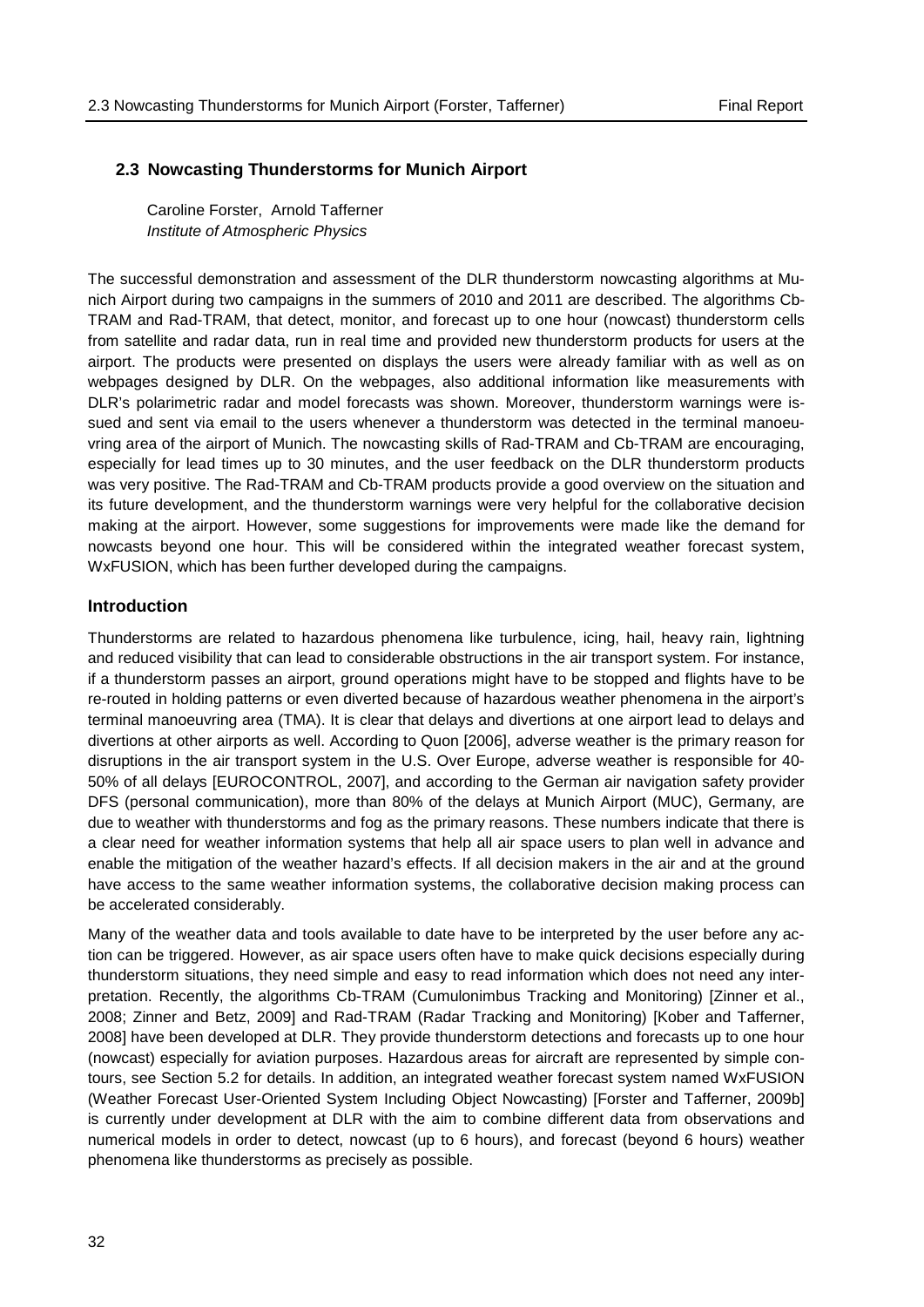## 2.3 Nowcasting Thunderstorms for Munich Airport

Caroline Forster, Arnold Tafferner
*Institute of Atmospheric Physics*

The successful demonstration and assessment of the DLR thunderstorm nowcasting algorithms at Munich Airport during two campaigns in the summers of 2010 and 2011 are described. The algorithms Cb-TRAM and Rad-TRAM, that detect, monitor, and forecast up to one hour (nowcast) thunderstorm cells from satellite and radar data, run in real time and provided new thunderstorm products for users at the airport. The products were presented on displays the users were already familiar with as well as on webpages designed by DLR. On the webpages, also additional information like measurements with DLR's polarimetric radar and model forecasts was shown. Moreover, thunderstorm warnings were issued and sent via email to the users whenever a thunderstorm was detected in the terminal manoeuvring area of the airport of Munich. The nowcasting skills of Rad-TRAM and Cb-TRAM are encouraging, especially for lead times up to 30 minutes, and the user feedback on the DLR thunderstorm products was very positive. The Rad-TRAM and Cb-TRAM products provide a good overview on the situation and its future development, and the thunderstorm warnings were very helpful for the collaborative decision making at the airport. However, some suggestions for improvements were made like the demand for nowcasts beyond one hour. This will be considered within the integrated weather forecast system, WxFUSION, which has been further developed during the campaigns.

### Introduction

Thunderstorms are related to hazardous phenomena like turbulence, icing, hail, heavy rain, lightning and reduced visibility that can lead to considerable obstructions in the air transport system. For instance, if a thunderstorm passes an airport, ground operations might have to be stopped and flights have to be re-routed in holding patterns or even diverted because of hazardous weather phenomena in the airport's terminal manoeuvring area (TMA). It is clear that delays and divertions at one airport lead to delays and divertions at other airports as well. According to Quon [2006], adverse weather is the primary reason for disruptions in the air transport system in the U.S. Over Europe, adverse weather is responsible for 40-50% of all delays [EUROCONTROL, 2007], and according to the German air navigation safety provider DFS (personal communication), more than 80% of the delays at Munich Airport (MUC), Germany, are due to weather with thunderstorms and fog as the primary reasons. These numbers indicate that there is a clear need for weather information systems that help all air space users to plan well in advance and enable the mitigation of the weather hazard's effects. If all decision makers in the air and at the ground have access to the same weather information systems, the collaborative decision making process can be accelerated considerably.

Many of the weather data and tools available to date have to be interpreted by the user before any action can be triggered. However, as air space users often have to make quick decisions especially during thunderstorm situations, they need simple and easy to read information which does not need any interpretation. Recently, the algorithms Cb-TRAM (Cumulonimbus Tracking and Monitoring) [Zinner et al., 2008; Zinner and Betz, 2009] and Rad-TRAM (Radar Tracking and Monitoring) [Kober and Tafferner, 2008] have been developed at DLR. They provide thunderstorm detections and forecasts up to one hour (nowcast) especially for aviation purposes. Hazardous areas for aircraft are represented by simple contours, see Section 5.2 for details. In addition, an integrated weather forecast system named WxFUSION (Weather Forecast User-Oriented System Including Object Nowcasting) [Forster and Tafferner, 2009b] is currently under development at DLR with the aim to combine different data from observations and numerical models in order to detect, nowcast (up to 6 hours), and forecast (beyond 6 hours) weather phenomena like thunderstorms as precisely as possible.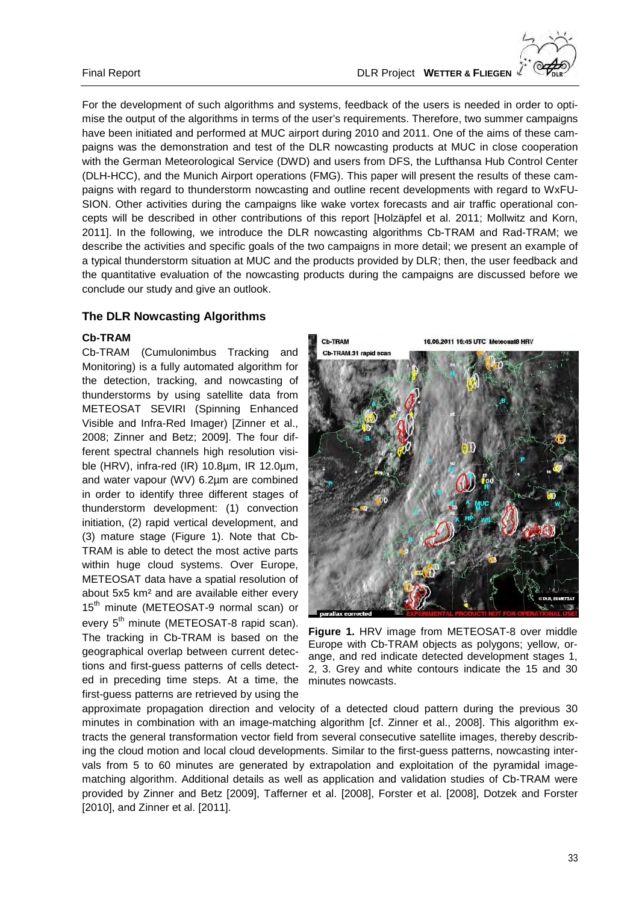For the development of such algorithms and systems, feedback of the users is needed in order to optimise the output of the algorithms in terms of the user's requirements. Therefore, two summer campaigns have been initiated and performed at MUC airport during 2010 and 2011. One of the aims of these campaigns was the demonstration and test of the DLR nowcasting products at MUC in close cooperation with the German Meteorological Service (DWD) and users from DFS, the Lufthansa Hub Control Center (DLH-HCC), and the Munich Airport operations (FMG). This paper will present the results of these campaigns with regard to thunderstorm nowcasting and outline recent developments with regard to WxFUSION. Other activities during the campaigns like wake vortex forecasts and air traffic operational concepts will be described in other contributions of this report [Holzäpfel et al. 2011; Mollwitz and Korn, 2011]. In the following, we introduce the DLR nowcasting algorithms Cb-TRAM and Rad-TRAM; we describe the activities and specific goals of the two campaigns in more detail; we present an example of a typical thunderstorm situation at MUC and the products provided by DLR; then, the user feedback and the quantitative evaluation of the nowcasting products during the campaigns are discussed before we conclude our study and give an outlook.

## The DLR Nowcasting Algorithms

### Cb-TRAM

Cb-TRAM (Cumulonimbus Tracking and Monitoring) is a fully automated algorithm for the detection, tracking, and nowcasting of thunderstorms by using satellite data from METEOSAT SEVIRI (Spinning Enhanced Visible and Infra-Red Imager) [Zinner et al., 2008; Zinner and Betz; 2009]. The four different spectral channels high resolution visible (HRV), infra-red (IR) 10.8µm, IR 12.0µm, and water vapour (WV) 6.2µm are combined in order to identify three different stages of thunderstorm development: (1) convection initiation, (2) rapid vertical development, and (3) mature stage (Figure 1). Note that Cb-TRAM is able to detect the most active parts within huge cloud systems. Over Europe, METEOSAT data have a spatial resolution of about 5x5 km² and are available either every 15th minute (METEOSAT-9 normal scan) or every 5th minute (METEOSAT-8 rapid scan). The tracking in Cb-TRAM is based on the geographical overlap between current detections and first-guess patterns of cells detected in preceding time steps. At a time, the first-guess patterns are retrieved by using the approximate propagation direction and velocity of a detected cloud pattern during the previous 30 minutes in combination with an image-matching algorithm [cf. Zinner et al., 2008]. This algorithm extracts the general transformation vector field from several consecutive satellite images, thereby describing the cloud motion and local cloud developments. Similar to the first-guess patterns, nowcasting intervals from 5 to 60 minutes are generated by extrapolation and exploitation of the pyramidal image-matching algorithm. Additional details as well as application and validation studies of Cb-TRAM were provided by Zinner and Betz [2009], Tafferner et al. [2008], Forster et al. [2008], Dotzek and Forster [2010], and Zinner et al. [2011].

Cb-TRAM
Cb-TRAM.31 rapid scan
16.06.2011 16:45 UTC Meteosat8 HRV
parallax corrected
EXPERIMENTAL PRODUCT! NOT FOR OPERATIONAL USE!
© DLR, EUMETSAT

**Figure 1.** HRV image from METEOSAT-8 over middle Europe with Cb-TRAM objects as polygons; yellow, orange, and red indicate detected development stages 1, 2, 3. Grey and white contours indicate the 15 and 30 minutes nowcasts.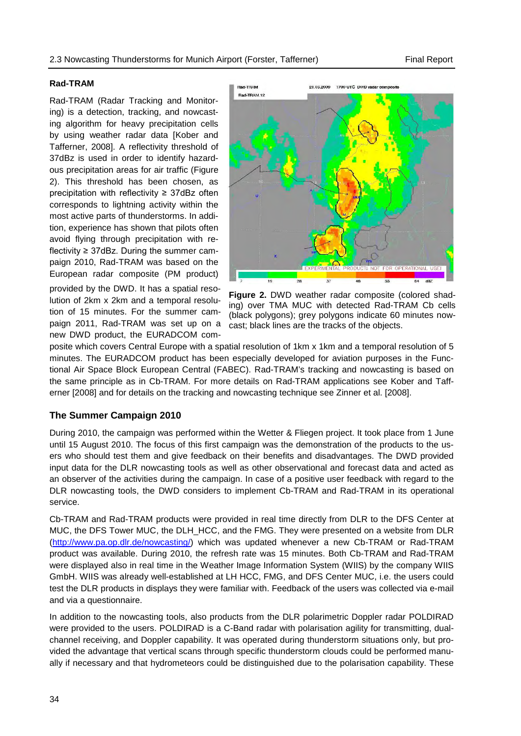### Rad-TRAM

Rad-TRAM (Radar Tracking and Monitoring) is a detection, tracking, and nowcasting algorithm for heavy precipitation cells by using weather radar data [Kober and Tafferner, 2008]. A reflectivity threshold of 37dBz is used in order to identify hazardous precipitation areas for air traffic (Figure 2). This threshold has been chosen, as precipitation with reflectivity ≥ 37dBz often corresponds to lightning activity within the most active parts of thunderstorms. In addition, experience has shown that pilots often avoid flying through precipitation with reflectivity ≥ 37dBz. During the summer campaign 2010, Rad-TRAM was based on the European radar composite (PM product) provided by the DWD. It has a spatial resolution of 2km x 2km and a temporal resolution of 15 minutes. For the summer campaign 2011, Rad-TRAM was set up on a new DWD product, the EURADCOM composite which covers Central Europe with a spatial resolution of 1km x 1km and a temporal resolution of 5 minutes. The EURADCOM product has been especially developed for aviation purposes in the Functional Air Space Block European Central (FABEC). Rad-TRAM's tracking and nowcasting is based on the same principle as in Cb-TRAM. For more details on Rad-TRAM applications see Kober and Tafferner [2008] and for details on the tracking and nowcasting technique see Zinner et al. [2008].

Rad-TRAM
Rad-TRAM.12
21.05.2009 1700 UTC DWD radar composite
EXPERIMENTAL PRODUCT! NOT FOR OPERATIONAL USE!
7 19 28 37 46 55 64 dBZ

**Figure 2.** DWD weather radar composite (colored shading) over TMA MUC with detected Rad-TRAM Cb cells (black polygons); grey polygons indicate 60 minutes nowcast; black lines are the tracks of the objects.

### The Summer Campaign 2010

During 2010, the campaign was performed within the Wetter & Fliegen project. It took place from 1 June until 15 August 2010. The focus of this first campaign was the demonstration of the products to the users who should test them and give feedback on their benefits and disadvantages. The DWD provided input data for the DLR nowcasting tools as well as other observational and forecast data and acted as an observer of the activities during the campaign. In case of a positive user feedback with regard to the DLR nowcasting tools, the DWD considers to implement Cb-TRAM and Rad-TRAM in its operational service.

Cb-TRAM and Rad-TRAM products were provided in real time directly from DLR to the DFS Center at MUC, the DFS Tower MUC, the DLH_HCC, and the FMG. They were presented on a website from DLR (http://www.pa.op.dlr.de/nowcasting/) which was updated whenever a new Cb-TRAM or Rad-TRAM product was available. During 2010, the refresh rate was 15 minutes. Both Cb-TRAM and Rad-TRAM were displayed also in real time in the Weather Image Information System (WIIS) by the company WIIS GmbH. WIIS was already well-established at LH HCC, FMG, and DFS Center MUC, i.e. the users could test the DLR products in displays they were familiar with. Feedback of the users was collected via e-mail and via a questionnaire.

In addition to the nowcasting tools, also products from the DLR polarimetric Doppler radar POLDIRAD were provided to the users. POLDIRAD is a C-Band radar with polarisation agility for transmitting, dual-channel receiving, and Doppler capability. It was operated during thunderstorm situations only, but provided the advantage that vertical scans through specific thunderstorm clouds could be performed manually if necessary and that hydrometeors could be distinguished due to the polarisation capability. These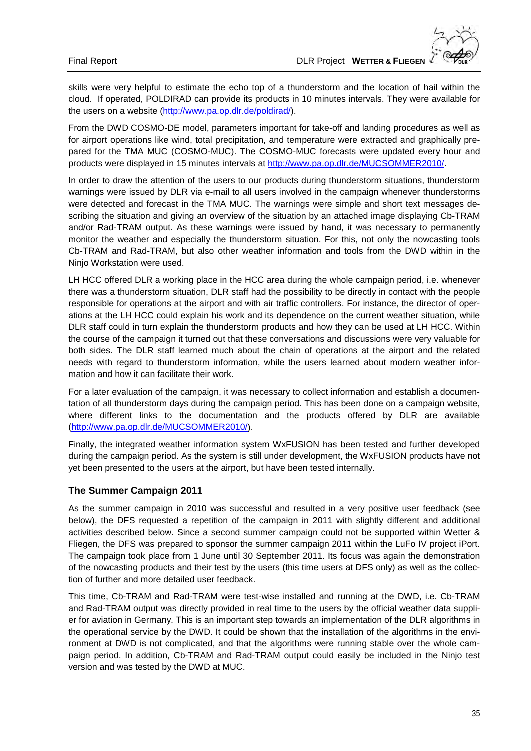skills were very helpful to estimate the echo top of a thunderstorm and the location of hail within the cloud. If operated, POLDIRAD can provide its products in 10 minutes intervals. They were available for the users on a website (http://www.pa.op.dlr.de/poldirad/).

From the DWD COSMO-DE model, parameters important for take-off and landing procedures as well as for airport operations like wind, total precipitation, and temperature were extracted and graphically prepared for the TMA MUC (COSMO-MUC). The COSMO-MUC forecasts were updated every hour and products were displayed in 15 minutes intervals at http://www.pa.op.dlr.de/MUCSOMMER2010/.

In order to draw the attention of the users to our products during thunderstorm situations, thunderstorm warnings were issued by DLR via e-mail to all users involved in the campaign whenever thunderstorms were detected and forecast in the TMA MUC. The warnings were simple and short text messages describing the situation and giving an overview of the situation by an attached image displaying Cb-TRAM and/or Rad-TRAM output. As these warnings were issued by hand, it was necessary to permanently monitor the weather and especially the thunderstorm situation. For this, not only the nowcasting tools Cb-TRAM and Rad-TRAM, but also other weather information and tools from the DWD within in the Ninjo Workstation were used.

LH HCC offered DLR a working place in the HCC area during the whole campaign period, i.e. whenever there was a thunderstorm situation, DLR staff had the possibility to be directly in contact with the people responsible for operations at the airport and with air traffic controllers. For instance, the director of operations at the LH HCC could explain his work and its dependence on the current weather situation, while DLR staff could in turn explain the thunderstorm products and how they can be used at LH HCC. Within the course of the campaign it turned out that these conversations and discussions were very valuable for both sides. The DLR staff learned much about the chain of operations at the airport and the related needs with regard to thunderstorm information, while the users learned about modern weather information and how it can facilitate their work.

For a later evaluation of the campaign, it was necessary to collect information and establish a documentation of all thunderstorm days during the campaign period. This has been done on a campaign website, where different links to the documentation and the products offered by DLR are available (http://www.pa.op.dlr.de/MUCSOMMER2010/).

Finally, the integrated weather information system WxFUSION has been tested and further developed during the campaign period. As the system is still under development, the WxFUSION products have not yet been presented to the users at the airport, but have been tested internally.

### The Summer Campaign 2011

As the summer campaign in 2010 was successful and resulted in a very positive user feedback (see below), the DFS requested a repetition of the campaign in 2011 with slightly different and additional activities described below. Since a second summer campaign could not be supported within Wetter & Fliegen, the DFS was prepared to sponsor the summer campaign 2011 within the LuFo IV project iPort. The campaign took place from 1 June until 30 September 2011. Its focus was again the demonstration of the nowcasting products and their test by the users (this time users at DFS only) as well as the collection of further and more detailed user feedback.

This time, Cb-TRAM and Rad-TRAM were test-wise installed and running at the DWD, i.e. Cb-TRAM and Rad-TRAM output was directly provided in real time to the users by the official weather data supplier for aviation in Germany. This is an important step towards an implementation of the DLR algorithms in the operational service by the DWD. It could be shown that the installation of the algorithms in the environment at DWD is not complicated, and that the algorithms were running stable over the whole campaign period. In addition, Cb-TRAM and Rad-TRAM output could easily be included in the Ninjo test version and was tested by the DWD at MUC.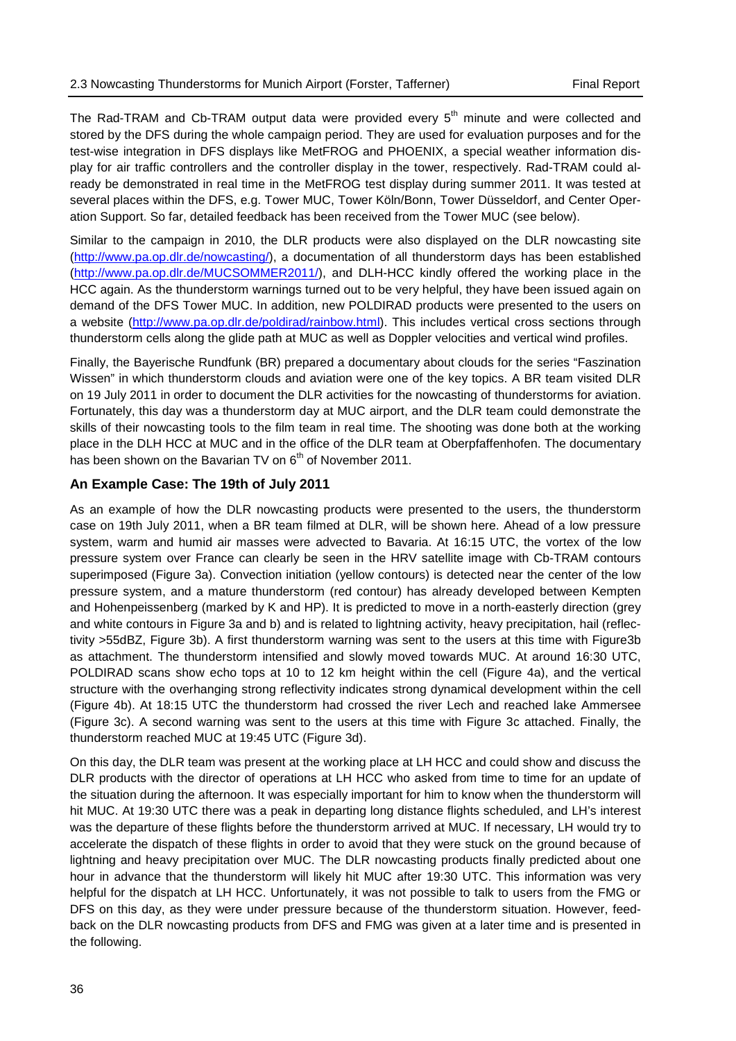The Rad-TRAM and Cb-TRAM output data were provided every 5th minute and were collected and stored by the DFS during the whole campaign period. They are used for evaluation purposes and for the test-wise integration in DFS displays like MetFROG and PHOENIX, a special weather information display for air traffic controllers and the controller display in the tower, respectively. Rad-TRAM could already be demonstrated in real time in the MetFROG test display during summer 2011. It was tested at several places within the DFS, e.g. Tower MUC, Tower Köln/Bonn, Tower Düsseldorf, and Center Operation Support. So far, detailed feedback has been received from the Tower MUC (see below).

Similar to the campaign in 2010, the DLR products were also displayed on the DLR nowcasting site (http://www.pa.op.dlr.de/nowcasting/), a documentation of all thunderstorm days has been established (http://www.pa.op.dlr.de/MUCSOMMER2011/), and DLH-HCC kindly offered the working place in the HCC again. As the thunderstorm warnings turned out to be very helpful, they have been issued again on demand of the DFS Tower MUC. In addition, new POLDIRAD products were presented to the users on a website (http://www.pa.op.dlr.de/poldirad/rainbow.html). This includes vertical cross sections through thunderstorm cells along the glide path at MUC as well as Doppler velocities and vertical wind profiles.

Finally, the Bayerische Rundfunk (BR) prepared a documentary about clouds for the series "Faszination Wissen" in which thunderstorm clouds and aviation were one of the key topics. A BR team visited DLR on 19 July 2011 in order to document the DLR activities for the nowcasting of thunderstorms for aviation. Fortunately, this day was a thunderstorm day at MUC airport, and the DLR team could demonstrate the skills of their nowcasting tools to the film team in real time. The shooting was done both at the working place in the DLH HCC at MUC and in the office of the DLR team at Oberpfaffenhofen. The documentary has been shown on the Bavarian TV on 6th of November 2011.

### An Example Case: The 19th of July 2011

As an example of how the DLR nowcasting products were presented to the users, the thunderstorm case on 19th July 2011, when a BR team filmed at DLR, will be shown here. Ahead of a low pressure system, warm and humid air masses were advected to Bavaria. At 16:15 UTC, the vortex of the low pressure system over France can clearly be seen in the HRV satellite image with Cb-TRAM contours superimposed (Figure 3a). Convection initiation (yellow contours) is detected near the center of the low pressure system, and a mature thunderstorm (red contour) has already developed between Kempten and Hohenpeissenberg (marked by K and HP). It is predicted to move in a north-easterly direction (grey and white contours in Figure 3a and b) and is related to lightning activity, heavy precipitation, hail (reflectivity >55dBZ, Figure 3b). A first thunderstorm warning was sent to the users at this time with Figure3b as attachment. The thunderstorm intensified and slowly moved towards MUC. At around 16:30 UTC, POLDIRAD scans show echo tops at 10 to 12 km height within the cell (Figure 4a), and the vertical structure with the overhanging strong reflectivity indicates strong dynamical development within the cell (Figure 4b). At 18:15 UTC the thunderstorm had crossed the river Lech and reached lake Ammersee (Figure 3c). A second warning was sent to the users at this time with Figure 3c attached. Finally, the thunderstorm reached MUC at 19:45 UTC (Figure 3d).

On this day, the DLR team was present at the working place at LH HCC and could show and discuss the DLR products with the director of operations at LH HCC who asked from time to time for an update of the situation during the afternoon. It was especially important for him to know when the thunderstorm will hit MUC. At 19:30 UTC there was a peak in departing long distance flights scheduled, and LH's interest was the departure of these flights before the thunderstorm arrived at MUC. If necessary, LH would try to accelerate the dispatch of these flights in order to avoid that they were stuck on the ground because of lightning and heavy precipitation over MUC. The DLR nowcasting products finally predicted about one hour in advance that the thunderstorm will likely hit MUC after 19:30 UTC. This information was very helpful for the dispatch at LH HCC. Unfortunately, it was not possible to talk to users from the FMG or DFS on this day, as they were under pressure because of the thunderstorm situation. However, feedback on the DLR nowcasting products from DFS and FMG was given at a later time and is presented in the following.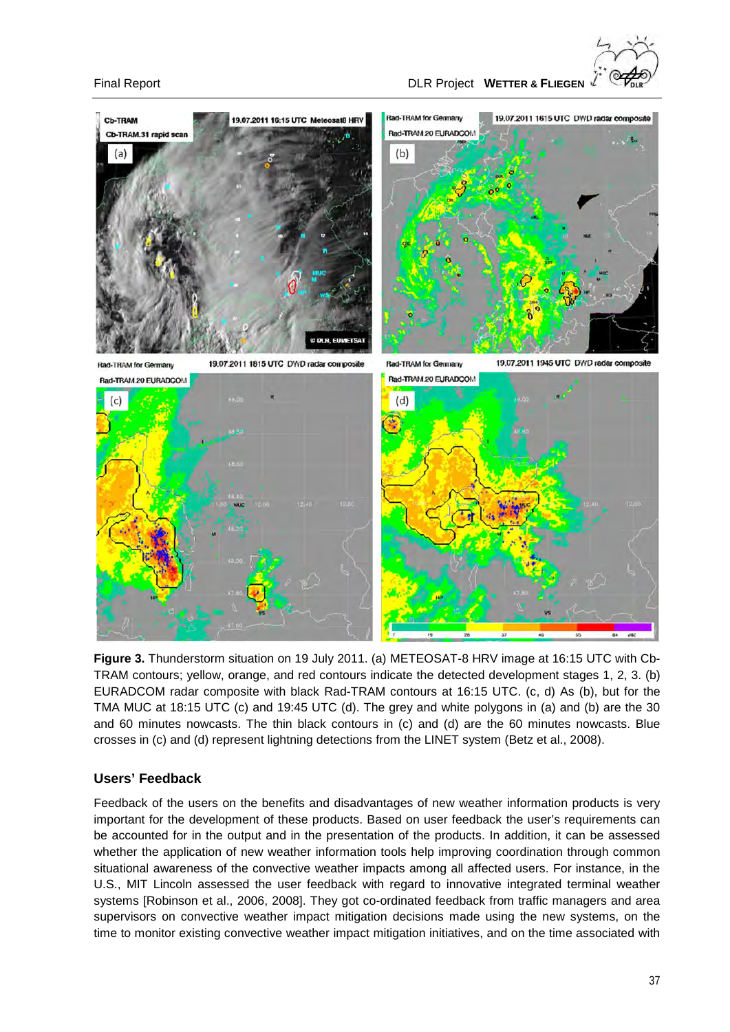**Figure 3.** Thunderstorm situation on 19 July 2011. (a) METEOSAT-8 HRV image at 16:15 UTC with Cb-TRAM contours; yellow, orange, and red contours indicate the detected development stages 1, 2, 3. (b) EURADCOM radar composite with black Rad-TRAM contours at 16:15 UTC. (c, d) As (b), but for the TMA MUC at 18:15 UTC (c) and 19:45 UTC (d). The grey and white polygons in (a) and (b) are the 30 and 60 minutes nowcasts. The thin black contours in (c) and (d) are the 60 minutes nowcasts. Blue crosses in (c) and (d) represent lightning detections from the LINET system (Betz et al., 2008).

### Users' Feedback

Feedback of the users on the benefits and disadvantages of new weather information products is very important for the development of these products. Based on user feedback the user's requirements can be accounted for in the output and in the presentation of the products. In addition, it can be assessed whether the application of new weather information tools help improving coordination through common situational awareness of the convective weather impacts among all affected users. For instance, in the U.S., MIT Lincoln assessed the user feedback with regard to innovative integrated terminal weather systems [Robinson et al., 2006, 2008]. They got co-ordinated feedback from traffic managers and area supervisors on convective weather impact mitigation decisions made using the new systems, on the time to monitor existing convective weather impact mitigation initiatives, and on the time associated with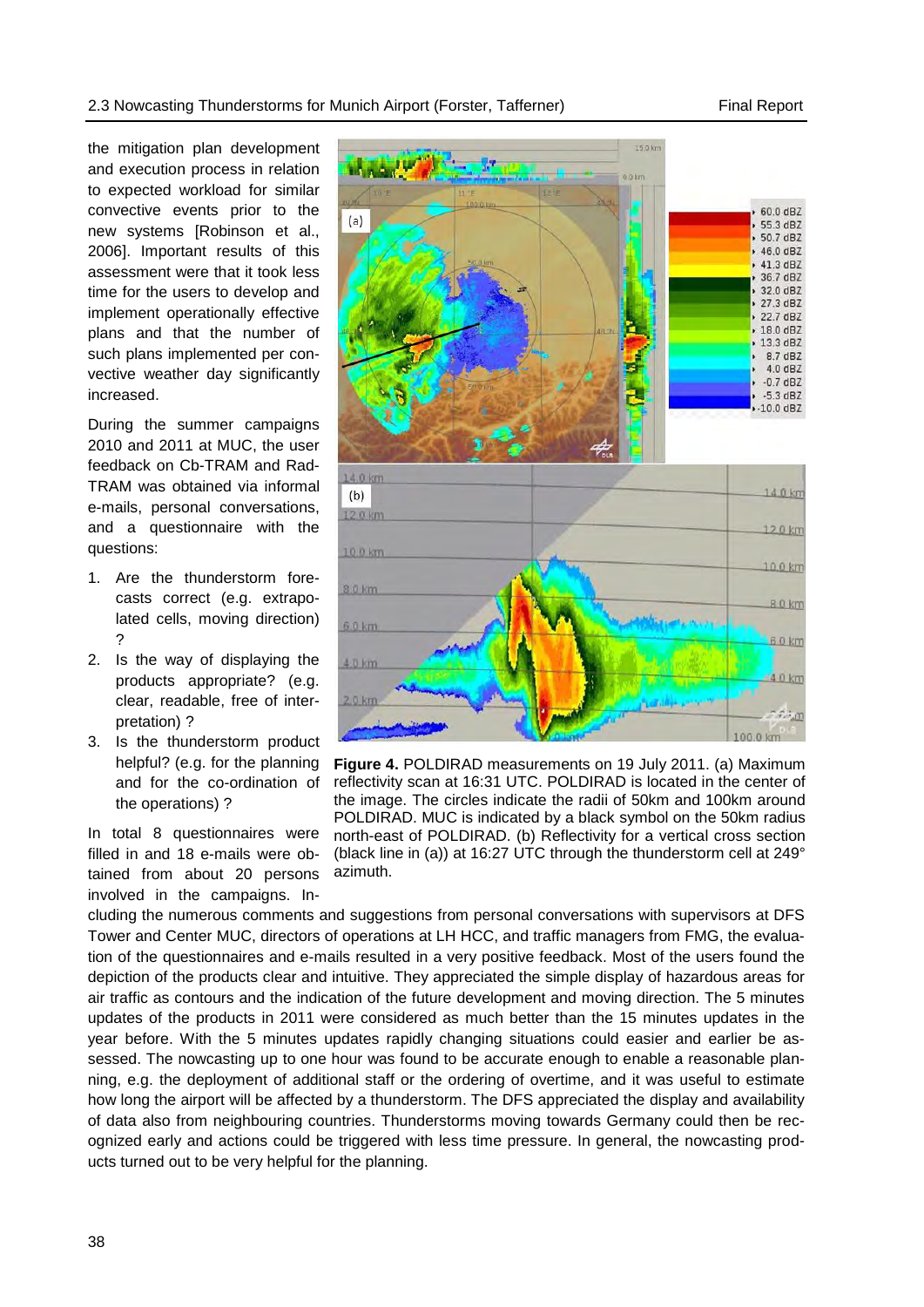the mitigation plan development and execution process in relation to expected workload for similar convective events prior to the new systems [Robinson et al., 2006]. Important results of this assessment were that it took less time for the users to develop and implement operationally effective plans and that the number of such plans implemented per convective weather day significantly increased.

During the summer campaigns 2010 and 2011 at MUC, the user feedback on Cb-TRAM and Rad-TRAM was obtained via informal e-mails, personal conversations, and a questionnaire with the questions:

1. Are the thunderstorm forecasts correct (e.g. extrapolated cells, moving direction) ?
2. Is the way of displaying the products appropriate? (e.g. clear, readable, free of interpretation) ?
3. Is the thunderstorm product helpful? (e.g. for the planning and for the co-ordination of the operations) ?

**Figure 4.** POLDIRAD measurements on 19 July 2011. (a) Maximum reflectivity scan at 16:31 UTC. POLDIRAD is located in the center of the image. The circles indicate the radii of 50km and 100km around POLDIRAD. MUC is indicated by a black symbol on the 50km radius north-east of POLDIRAD. (b) Reflectivity for a vertical cross section (black line in (a)) at 16:27 UTC through the thunderstorm cell at 249° azimuth.

In total 8 questionnaires were filled in and 18 e-mails were obtained from about 20 persons involved in the campaigns. Including the numerous comments and suggestions from personal conversations with supervisors at DFS Tower and Center MUC, directors of operations at LH HCC, and traffic managers from FMG, the evaluation of the questionnaires and e-mails resulted in a very positive feedback. Most of the users found the depiction of the products clear and intuitive. They appreciated the simple display of hazardous areas for air traffic as contours and the indication of the future development and moving direction. The 5 minutes updates of the products in 2011 were considered as much better than the 15 minutes updates in the year before. With the 5 minutes updates rapidly changing situations could easier and earlier be assessed. The nowcasting up to one hour was found to be accurate enough to enable a reasonable planning, e.g. the deployment of additional staff or the ordering of overtime, and it was useful to estimate how long the airport will be affected by a thunderstorm. The DFS appreciated the display and availability of data also from neighbouring countries. Thunderstorms moving towards Germany could then be recognized early and actions could be triggered with less time pressure. In general, the nowcasting products turned out to be very helpful for the planning.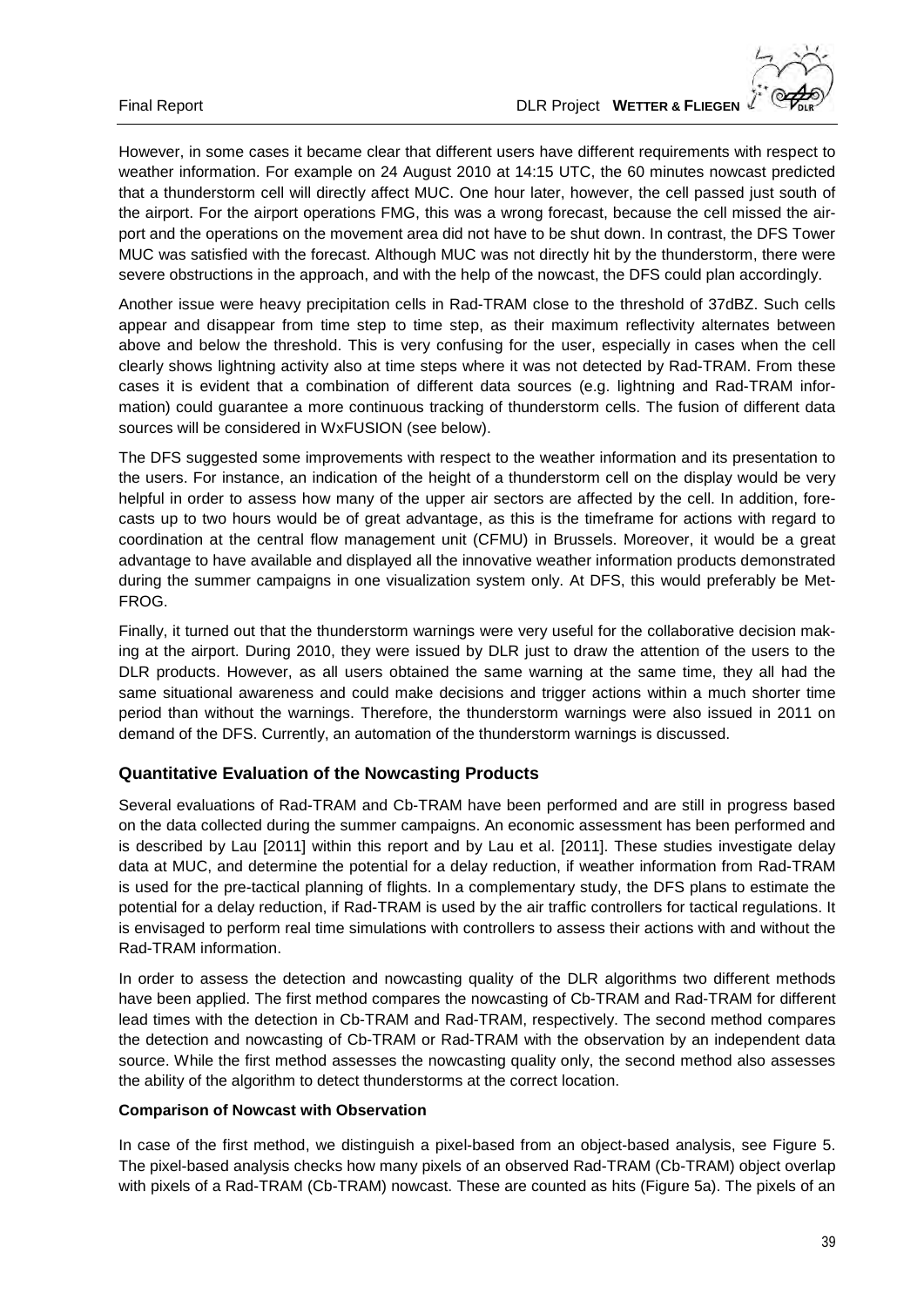However, in some cases it became clear that different users have different requirements with respect to weather information. For example on 24 August 2010 at 14:15 UTC, the 60 minutes nowcast predicted that a thunderstorm cell will directly affect MUC. One hour later, however, the cell passed just south of the airport. For the airport operations FMG, this was a wrong forecast, because the cell missed the airport and the operations on the movement area did not have to be shut down. In contrast, the DFS Tower MUC was satisfied with the forecast. Although MUC was not directly hit by the thunderstorm, there were severe obstructions in the approach, and with the help of the nowcast, the DFS could plan accordingly.

Another issue were heavy precipitation cells in Rad-TRAM close to the threshold of 37dBZ. Such cells appear and disappear from time step to time step, as their maximum reflectivity alternates between above and below the threshold. This is very confusing for the user, especially in cases when the cell clearly shows lightning activity also at time steps where it was not detected by Rad-TRAM. From these cases it is evident that a combination of different data sources (e.g. lightning and Rad-TRAM information) could guarantee a more continuous tracking of thunderstorm cells. The fusion of different data sources will be considered in WxFUSION (see below).

The DFS suggested some improvements with respect to the weather information and its presentation to the users. For instance, an indication of the height of a thunderstorm cell on the display would be very helpful in order to assess how many of the upper air sectors are affected by the cell. In addition, forecasts up to two hours would be of great advantage, as this is the timeframe for actions with regard to coordination at the central flow management unit (CFMU) in Brussels. Moreover, it would be a great advantage to have available and displayed all the innovative weather information products demonstrated during the summer campaigns in one visualization system only. At DFS, this would preferably be Met-FROG.

Finally, it turned out that the thunderstorm warnings were very useful for the collaborative decision making at the airport. During 2010, they were issued by DLR just to draw the attention of the users to the DLR products. However, as all users obtained the same warning at the same time, they all had the same situational awareness and could make decisions and trigger actions within a much shorter time period than without the warnings. Therefore, the thunderstorm warnings were also issued in 2011 on demand of the DFS. Currently, an automation of the thunderstorm warnings is discussed.

## Quantitative Evaluation of the Nowcasting Products

Several evaluations of Rad-TRAM and Cb-TRAM have been performed and are still in progress based on the data collected during the summer campaigns. An economic assessment has been performed and is described by Lau [2011] within this report and by Lau et al. [2011]. These studies investigate delay data at MUC, and determine the potential for a delay reduction, if weather information from Rad-TRAM is used for the pre-tactical planning of flights. In a complementary study, the DFS plans to estimate the potential for a delay reduction, if Rad-TRAM is used by the air traffic controllers for tactical regulations. It is envisaged to perform real time simulations with controllers to assess their actions with and without the Rad-TRAM information.

In order to assess the detection and nowcasting quality of the DLR algorithms two different methods have been applied. The first method compares the nowcasting of Cb-TRAM and Rad-TRAM for different lead times with the detection in Cb-TRAM and Rad-TRAM, respectively. The second method compares the detection and nowcasting of Cb-TRAM or Rad-TRAM with the observation by an independent data source. While the first method assesses the nowcasting quality only, the second method also assesses the ability of the algorithm to detect thunderstorms at the correct location.

**Comparison of Nowcast with Observation**

In case of the first method, we distinguish a pixel-based from an object-based analysis, see Figure 5. The pixel-based analysis checks how many pixels of an observed Rad-TRAM (Cb-TRAM) object overlap with pixels of a Rad-TRAM (Cb-TRAM) nowcast. These are counted as hits (Figure 5a). The pixels of an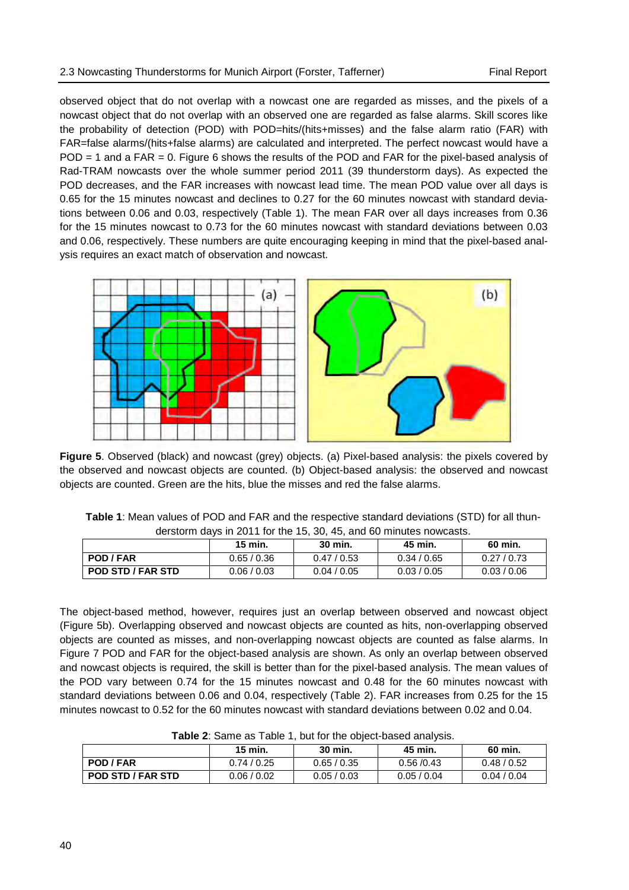observed object that do not overlap with a nowcast one are regarded as misses, and the pixels of a nowcast object that do not overlap with an observed one are regarded as false alarms. Skill scores like the probability of detection (POD) with POD=hits/(hits+misses) and the false alarm ratio (FAR) with FAR=false alarms/(hits+false alarms) are calculated and interpreted. The perfect nowcast would have a POD = 1 and a FAR = 0. Figure 6 shows the results of the POD and FAR for the pixel-based analysis of Rad-TRAM nowcasts over the whole summer period 2011 (39 thunderstorm days). As expected the POD decreases, and the FAR increases with nowcast lead time. The mean POD value over all days is 0.65 for the 15 minutes nowcast and declines to 0.27 for the 60 minutes nowcast with standard deviations between 0.06 and 0.03, respectively (Table 1). The mean FAR over all days increases from 0.36 for the 15 minutes nowcast to 0.73 for the 60 minutes nowcast with standard deviations between 0.03 and 0.06, respectively. These numbers are quite encouraging keeping in mind that the pixel-based analysis requires an exact match of observation and nowcast.

(a)

(b)

**Figure 5**. Observed (black) and nowcast (grey) objects. (a) Pixel-based analysis: the pixels covered by the observed and nowcast objects are counted. (b) Object-based analysis: the observed and nowcast objects are counted. Green are the hits, blue the misses and red the false alarms.

**Table 1**: Mean values of POD and FAR and the respective standard deviations (STD) for all thunderstorm days in 2011 for the 15, 30, 45, and 60 minutes nowcasts.

| | 15 min. | 30 min. | 45 min. | 60 min. |
|---|---|---|---|---|
| **POD / FAR** | 0.65 / 0.36 | 0.47 / 0.53 | 0.34 / 0.65 | 0.27 / 0.73 |
| **POD STD / FAR STD** | 0.06 / 0.03 | 0.04 / 0.05 | 0.03 / 0.05 | 0.03 / 0.06 |

The object-based method, however, requires just an overlap between observed and nowcast object (Figure 5b). Overlapping observed and nowcast objects are counted as hits, non-overlapping observed objects are counted as misses, and non-overlapping nowcast objects are counted as false alarms. In Figure 7 POD and FAR for the object-based analysis are shown. As only an overlap between observed and nowcast objects is required, the skill is better than for the pixel-based analysis. The mean values of the POD vary between 0.74 for the 15 minutes nowcast and 0.48 for the 60 minutes nowcast with standard deviations between 0.06 and 0.04, respectively (Table 2). FAR increases from 0.25 for the 15 minutes nowcast to 0.52 for the 60 minutes nowcast with standard deviations between 0.02 and 0.04.

**Table 2**: Same as Table 1, but for the object-based analysis.

| | 15 min. | 30 min. | 45 min. | 60 min. |
|---|---|---|---|---|
| **POD / FAR** | 0.74 / 0.25 | 0.65 / 0.35 | 0.56 /0.43 | 0.48 / 0.52 |
| **POD STD / FAR STD** | 0.06 / 0.02 | 0.05 / 0.03 | 0.05 / 0.04 | 0.04 / 0.04 |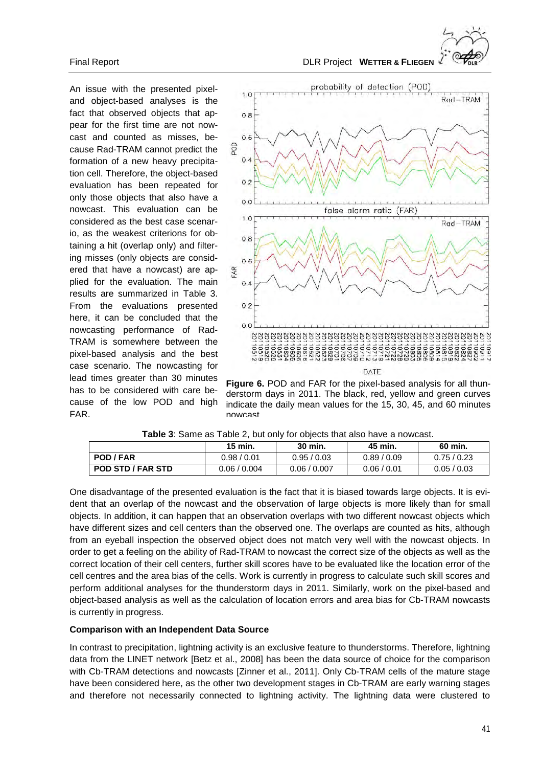An issue with the presented pixel- and object-based analyses is the fact that observed objects that appear for the first time are not nowcast and counted as misses, because Rad-TRAM cannot predict the formation of a new heavy precipitation cell. Therefore, the object-based evaluation has been repeated for only those objects that also have a nowcast. This evaluation can be considered as the best case scenario, as the weakest criterions for obtaining a hit (overlap only) and filtering misses (only objects are considered that have a nowcast) are applied for the evaluation. The main results are summarized in Table 3. From the evaluations presented here, it can be concluded that the nowcasting performance of Rad-TRAM is somewhere between the pixel-based analysis and the best case scenario. The nowcasting for lead times greater than 30 minutes has to be considered with care because of the low POD and high FAR.

probability of detection (POD)
Rad-TRAM
POD
1.0
0.8
0.6
0.4
0.2
0.0

false alarm ratio (FAR)
Rad-TRAM
FAR
1.0
0.8
0.6
0.4
0.2
0.0

DATE

**Figure 6.** POD and FAR for the pixel-based analysis for all thunderstorm days in 2011. The black, red, yellow and green curves indicate the daily mean values for the 15, 30, 45, and 60 minutes nowcast.

**Table 3**: Same as Table 2, but only for objects that also have a nowcast.

| | 15 min. | 30 min. | 45 min. | 60 min. |
|---|---|---|---|---|
| **POD / FAR** | 0.98 / 0.01 | 0.95 / 0.03 | 0.89 / 0.09 | 0.75 / 0.23 |
| **POD STD / FAR STD** | 0.06 / 0.004 | 0.06 / 0.007 | 0.06 / 0.01 | 0.05 / 0.03 |

One disadvantage of the presented evaluation is the fact that it is biased towards large objects. It is evident that an overlap of the nowcast and the observation of large objects is more likely than for small objects. In addition, it can happen that an observation overlaps with two different nowcast objects which have different sizes and cell centers than the observed one. The overlaps are counted as hits, although from an eyeball inspection the observed object does not match very well with the nowcast objects. In order to get a feeling on the ability of Rad-TRAM to nowcast the correct size of the objects as well as the correct location of their cell centers, further skill scores have to be evaluated like the location error of the cell centres and the area bias of the cells. Work is currently in progress to calculate such skill scores and perform additional analyses for the thunderstorm days in 2011. Similarly, work on the pixel-based and object-based analysis as well as the calculation of location errors and area bias for Cb-TRAM nowcasts is currently in progress.

**Comparison with an Independent Data Source**

In contrast to precipitation, lightning activity is an exclusive feature to thunderstorms. Therefore, lightning data from the LINET network [Betz et al., 2008] has been the data source of choice for the comparison with Cb-TRAM detections and nowcasts [Zinner et al., 2011]. Only Cb-TRAM cells of the mature stage have been considered here, as the other two development stages in Cb-TRAM are early warning stages and therefore not necessarily connected to lightning activity. The lightning data were clustered to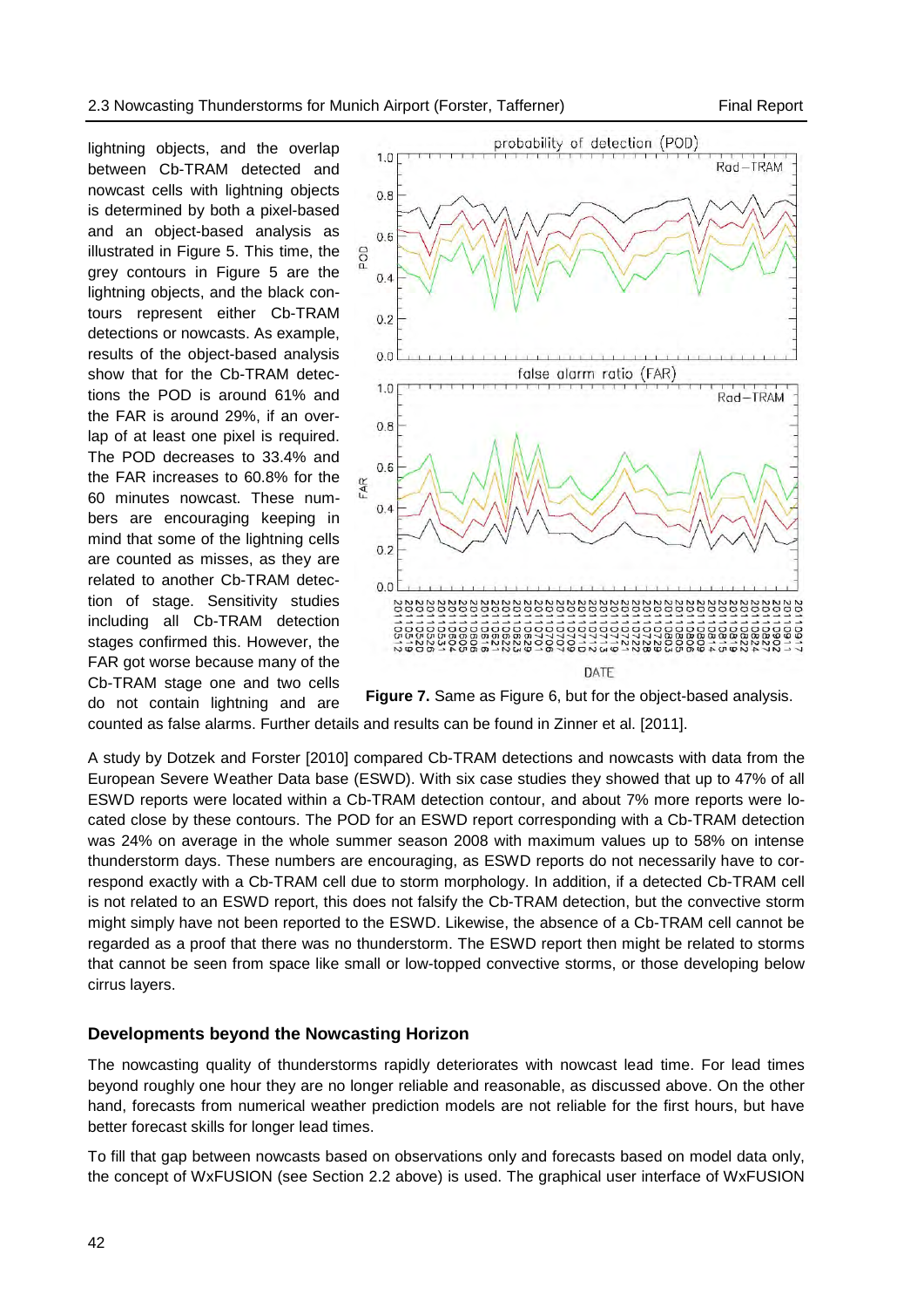lightning objects, and the overlap between Cb-TRAM detected and nowcast cells with lightning objects is determined by both a pixel-based and an object-based analysis as illustrated in Figure 5. This time, the grey contours in Figure 5 are the lightning objects, and the black contours represent either Cb-TRAM detections or nowcasts. As example, results of the object-based analysis show that for the Cb-TRAM detections the POD is around 61% and the FAR is around 29%, if an overlap of at least one pixel is required. The POD decreases to 33.4% and the FAR increases to 60.8% for the 60 minutes nowcast. These numbers are encouraging keeping in mind that some of the lightning cells are counted as misses, as they are related to another Cb-TRAM detection of stage. Sensitivity studies including all Cb-TRAM detection stages confirmed this. However, the FAR got worse because many of the Cb-TRAM stage one and two cells do not contain lightning and are counted as false alarms. Further details and results can be found in Zinner et al. [2011].

probability of detection (POD)

Rad−TRAM

POD

1.0
0.8
0.6
0.4
0.2
0.0

false alarm ratio (FAR)

Rad−TRAM

FAR

1.0
0.8
0.6
0.4
0.2
0.0

20110512 20110519 20110520 20110526 20110531 20110604 20110605 20110606 20110616 20110618 20110621 20110622 20110623 20110629 20110701 20110706 20110707 20110709 20110710 20110712 20110713 20110719 20110721 20110722 20110728 20110803 20110805 20110806 20110809 20110814 20110815 20110819 20110822 20110824 20110827 20110902 20110911 20110917

DATE

**Figure 7.** Same as Figure 6, but for the object-based analysis.

A study by Dotzek and Forster [2010] compared Cb-TRAM detections and nowcasts with data from the European Severe Weather Data base (ESWD). With six case studies they showed that up to 47% of all ESWD reports were located within a Cb-TRAM detection contour, and about 7% more reports were located close by these contours. The POD for an ESWD report corresponding with a Cb-TRAM detection was 24% on average in the whole summer season 2008 with maximum values up to 58% on intense thunderstorm days. These numbers are encouraging, as ESWD reports do not necessarily have to correspond exactly with a Cb-TRAM cell due to storm morphology. In addition, if a detected Cb-TRAM cell is not related to an ESWD report, this does not falsify the Cb-TRAM detection, but the convective storm might simply have not been reported to the ESWD. Likewise, the absence of a Cb-TRAM cell cannot be regarded as a proof that there was no thunderstorm. The ESWD report then might be related to storms that cannot be seen from space like small or low-topped convective storms, or those developing below cirrus layers.

### Developments beyond the Nowcasting Horizon

The nowcasting quality of thunderstorms rapidly deteriorates with nowcast lead time. For lead times beyond roughly one hour they are no longer reliable and reasonable, as discussed above. On the other hand, forecasts from numerical weather prediction models are not reliable for the first hours, but have better forecast skills for longer lead times.

To fill that gap between nowcasts based on observations only and forecasts based on model data only, the concept of WxFUSION (see Section 2.2 above) is used. The graphical user interface of WxFUSION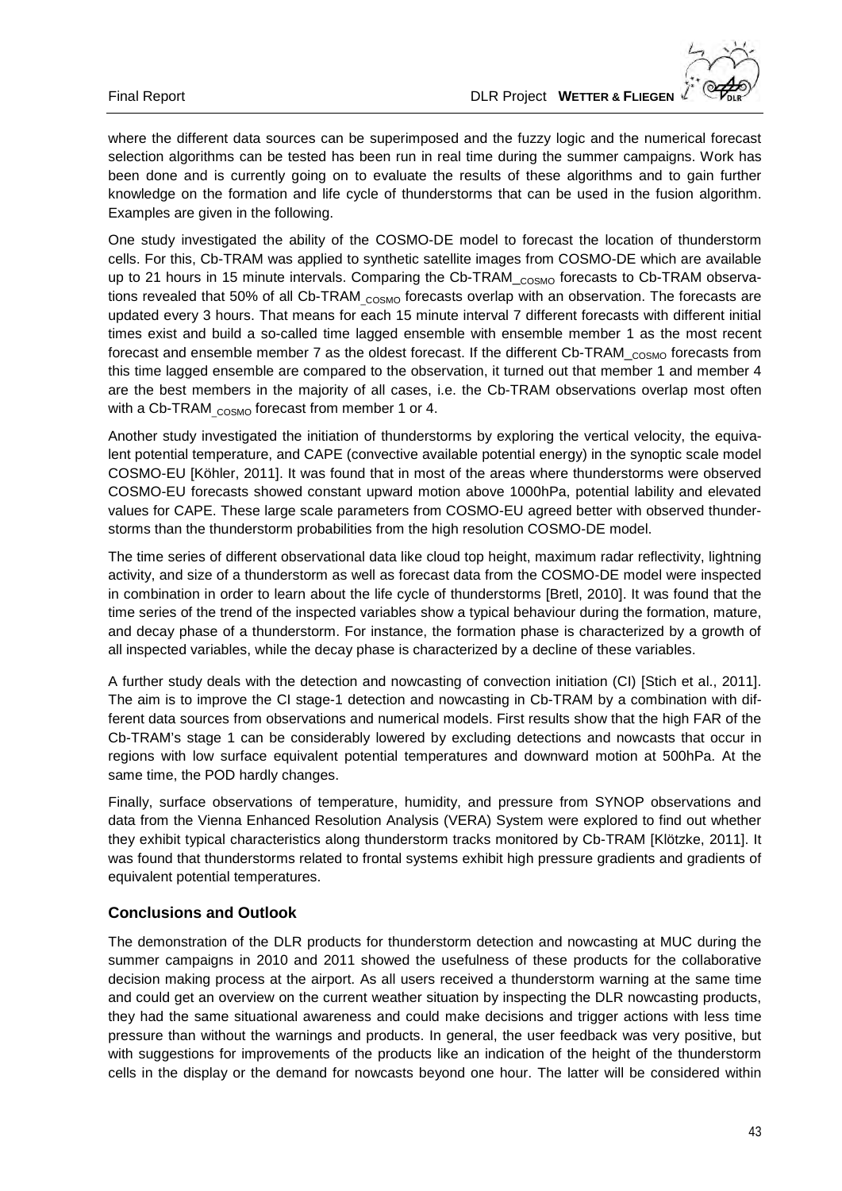where the different data sources can be superimposed and the fuzzy logic and the numerical forecast selection algorithms can be tested has been run in real time during the summer campaigns. Work has been done and is currently going on to evaluate the results of these algorithms and to gain further knowledge on the formation and life cycle of thunderstorms that can be used in the fusion algorithm. Examples are given in the following.

One study investigated the ability of the COSMO-DE model to forecast the location of thunderstorm cells. For this, Cb-TRAM was applied to synthetic satellite images from COSMO-DE which are available up to 21 hours in 15 minute intervals. Comparing the Cb-TRAM$_{\_COSMO}$ forecasts to Cb-TRAM observations revealed that 50% of all Cb-TRAM$_{\_COSMO}$ forecasts overlap with an observation. The forecasts are updated every 3 hours. That means for each 15 minute interval 7 different forecasts with different initial times exist and build a so-called time lagged ensemble with ensemble member 1 as the most recent forecast and ensemble member 7 as the oldest forecast. If the different Cb-TRAM$_{\_COSMO}$ forecasts from this time lagged ensemble are compared to the observation, it turned out that member 1 and member 4 are the best members in the majority of all cases, i.e. the Cb-TRAM observations overlap most often with a Cb-TRAM$_{\_COSMO}$ forecast from member 1 or 4.

Another study investigated the initiation of thunderstorms by exploring the vertical velocity, the equivalent potential temperature, and CAPE (convective available potential energy) in the synoptic scale model COSMO-EU [Köhler, 2011]. It was found that in most of the areas where thunderstorms were observed COSMO-EU forecasts showed constant upward motion above 1000hPa, potential lability and elevated values for CAPE. These large scale parameters from COSMO-EU agreed better with observed thunderstorms than the thunderstorm probabilities from the high resolution COSMO-DE model.

The time series of different observational data like cloud top height, maximum radar reflectivity, lightning activity, and size of a thunderstorm as well as forecast data from the COSMO-DE model were inspected in combination in order to learn about the life cycle of thunderstorms [Bretl, 2010]. It was found that the time series of the trend of the inspected variables show a typical behaviour during the formation, mature, and decay phase of a thunderstorm. For instance, the formation phase is characterized by a growth of all inspected variables, while the decay phase is characterized by a decline of these variables.

A further study deals with the detection and nowcasting of convection initiation (CI) [Stich et al., 2011]. The aim is to improve the CI stage-1 detection and nowcasting in Cb-TRAM by a combination with different data sources from observations and numerical models. First results show that the high FAR of the Cb-TRAM's stage 1 can be considerably lowered by excluding detections and nowcasts that occur in regions with low surface equivalent potential temperatures and downward motion at 500hPa. At the same time, the POD hardly changes.

Finally, surface observations of temperature, humidity, and pressure from SYNOP observations and data from the Vienna Enhanced Resolution Analysis (VERA) System were explored to find out whether they exhibit typical characteristics along thunderstorm tracks monitored by Cb-TRAM [Klötzke, 2011]. It was found that thunderstorms related to frontal systems exhibit high pressure gradients and gradients of equivalent potential temperatures.

## Conclusions and Outlook

The demonstration of the DLR products for thunderstorm detection and nowcasting at MUC during the summer campaigns in 2010 and 2011 showed the usefulness of these products for the collaborative decision making process at the airport. As all users received a thunderstorm warning at the same time and could get an overview on the current weather situation by inspecting the DLR nowcasting products, they had the same situational awareness and could make decisions and trigger actions with less time pressure than without the warnings and products. In general, the user feedback was very positive, but with suggestions for improvements of the products like an indication of the height of the thunderstorm cells in the display or the demand for nowcasts beyond one hour. The latter will be considered within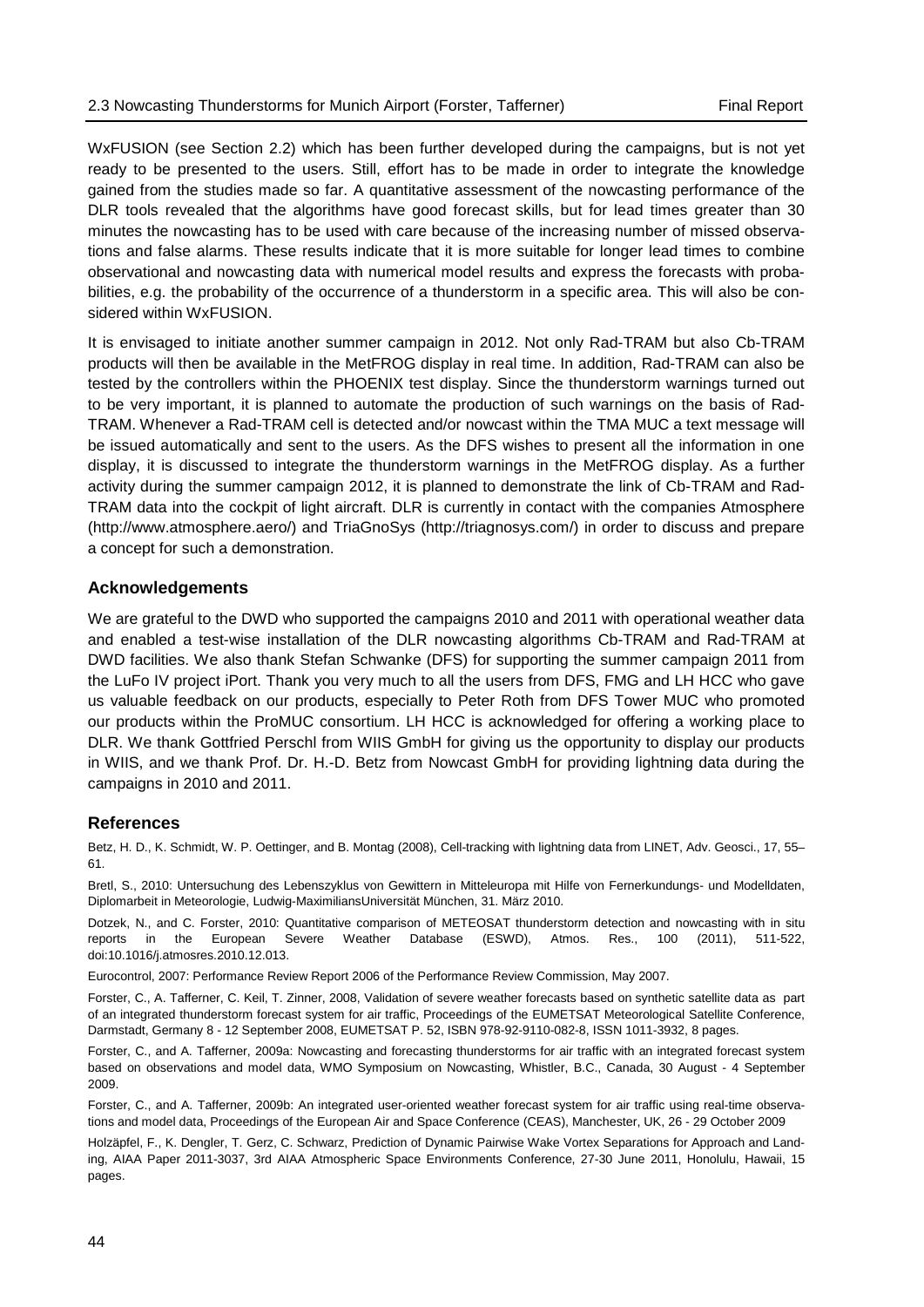WxFUSION (see Section 2.2) which has been further developed during the campaigns, but is not yet ready to be presented to the users. Still, effort has to be made in order to integrate the knowledge gained from the studies made so far. A quantitative assessment of the nowcasting performance of the DLR tools revealed that the algorithms have good forecast skills, but for lead times greater than 30 minutes the nowcasting has to be used with care because of the increasing number of missed observations and false alarms. These results indicate that it is more suitable for longer lead times to combine observational and nowcasting data with numerical model results and express the forecasts with probabilities, e.g. the probability of the occurrence of a thunderstorm in a specific area. This will also be considered within WxFUSION.

It is envisaged to initiate another summer campaign in 2012. Not only Rad-TRAM but also Cb-TRAM products will then be available in the MetFROG display in real time. In addition, Rad-TRAM can also be tested by the controllers within the PHOENIX test display. Since the thunderstorm warnings turned out to be very important, it is planned to automate the production of such warnings on the basis of Rad-TRAM. Whenever a Rad-TRAM cell is detected and/or nowcast within the TMA MUC a text message will be issued automatically and sent to the users. As the DFS wishes to present all the information in one display, it is discussed to integrate the thunderstorm warnings in the MetFROG display. As a further activity during the summer campaign 2012, it is planned to demonstrate the link of Cb-TRAM and Rad-TRAM data into the cockpit of light aircraft. DLR is currently in contact with the companies Atmosphere (http://www.atmosphere.aero/) and TriaGnoSys (http://triagnosys.com/) in order to discuss and prepare a concept for such a demonstration.

## Acknowledgements

We are grateful to the DWD who supported the campaigns 2010 and 2011 with operational weather data and enabled a test-wise installation of the DLR nowcasting algorithms Cb-TRAM and Rad-TRAM at DWD facilities. We also thank Stefan Schwanke (DFS) for supporting the summer campaign 2011 from the LuFo IV project iPort. Thank you very much to all the users from DFS, FMG and LH HCC who gave us valuable feedback on our products, especially to Peter Roth from DFS Tower MUC who promoted our products within the ProMUC consortium. LH HCC is acknowledged for offering a working place to DLR. We thank Gottfried Perschl from WIIS GmbH for giving us the opportunity to display our products in WIIS, and we thank Prof. Dr. H.-D. Betz from Nowcast GmbH for providing lightning data during the campaigns in 2010 and 2011.

## References

Betz, H. D., K. Schmidt, W. P. Oettinger, and B. Montag (2008), Cell-tracking with lightning data from LINET, Adv. Geosci., 17, 55–61.

Bretl, S., 2010: Untersuchung des Lebenszyklus von Gewittern in Mitteleuropa mit Hilfe von Fernerkundungs- und Modelldaten, Diplomarbeit in Meteorologie, Ludwig-MaximiliansUniversität München, 31. März 2010.

Dotzek, N., and C. Forster, 2010: Quantitative comparison of METEOSAT thunderstorm detection and nowcasting with in situ reports in the European Severe Weather Database (ESWD), Atmos. Res., 100 (2011), 511-522, doi:10.1016/j.atmosres.2010.12.013.

Eurocontrol, 2007: Performance Review Report 2006 of the Performance Review Commission, May 2007.

Forster, C., A. Tafferner, C. Keil, T. Zinner, 2008, Validation of severe weather forecasts based on synthetic satellite data as part of an integrated thunderstorm forecast system for air traffic, Proceedings of the EUMETSAT Meteorological Satellite Conference, Darmstadt, Germany 8 - 12 September 2008, EUMETSAT P. 52, ISBN 978-92-9110-082-8, ISSN 1011-3932, 8 pages.

Forster, C., and A. Tafferner, 2009a: Nowcasting and forecasting thunderstorms for air traffic with an integrated forecast system based on observations and model data, WMO Symposium on Nowcasting, Whistler, B.C., Canada, 30 August - 4 September 2009.

Forster, C., and A. Tafferner, 2009b: An integrated user-oriented weather forecast system for air traffic using real-time observations and model data, Proceedings of the European Air and Space Conference (CEAS), Manchester, UK, 26 - 29 October 2009

Holzäpfel, F., K. Dengler, T. Gerz, C. Schwarz, Prediction of Dynamic Pairwise Wake Vortex Separations for Approach and Landing, AIAA Paper 2011-3037, 3rd AIAA Atmospheric Space Environments Conference, 27-30 June 2011, Honolulu, Hawaii, 15 pages.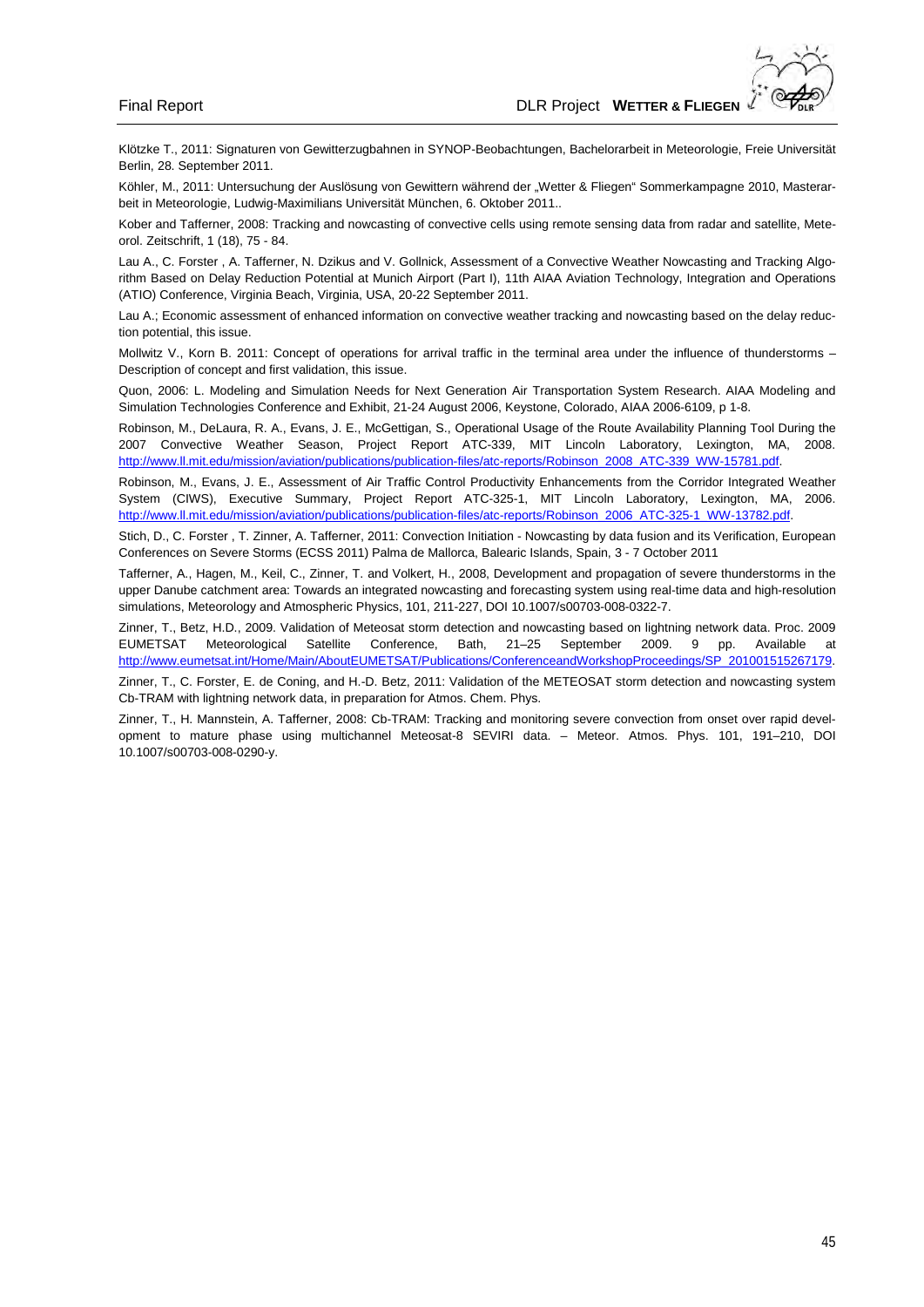Klötzke T., 2011: Signaturen von Gewitterzugbahnen in SYNOP-Beobachtungen, Bachelorarbeit in Meteorologie, Freie Universität Berlin, 28. September 2011.

Köhler, M., 2011: Untersuchung der Auslösung von Gewittern während der „Wetter & Fliegen" Sommerkampagne 2010, Masterarbeit in Meteorologie, Ludwig-Maximilians Universität München, 6. Oktober 2011..

Kober and Tafferner, 2008: Tracking and nowcasting of convective cells using remote sensing data from radar and satellite, Meteorol. Zeitschrift, 1 (18), 75 - 84.

Lau A., C. Forster , A. Tafferner, N. Dzikus and V. Gollnick, Assessment of a Convective Weather Nowcasting and Tracking Algorithm Based on Delay Reduction Potential at Munich Airport (Part I), 11th AIAA Aviation Technology, Integration and Operations (ATIO) Conference, Virginia Beach, Virginia, USA, 20-22 September 2011.

Lau A.; Economic assessment of enhanced information on convective weather tracking and nowcasting based on the delay reduction potential, this issue.

Mollwitz V., Korn B. 2011: Concept of operations for arrival traffic in the terminal area under the influence of thunderstorms – Description of concept and first validation, this issue.

Quon, 2006: L. Modeling and Simulation Needs for Next Generation Air Transportation System Research. AIAA Modeling and Simulation Technologies Conference and Exhibit, 21-24 August 2006, Keystone, Colorado, AIAA 2006-6109, p 1-8.

Robinson, M., DeLaura, R. A., Evans, J. E., McGettigan, S., Operational Usage of the Route Availability Planning Tool During the 2007 Convective Weather Season, Project Report ATC-339, MIT Lincoln Laboratory, Lexington, MA, 2008. http://www.ll.mit.edu/mission/aviation/publications/publication-files/atc-reports/Robinson_2008_ATC-339_WW-15781.pdf.

Robinson, M., Evans, J. E., Assessment of Air Traffic Control Productivity Enhancements from the Corridor Integrated Weather System (CIWS), Executive Summary, Project Report ATC-325-1, MIT Lincoln Laboratory, Lexington, MA, 2006. http://www.ll.mit.edu/mission/aviation/publications/publication-files/atc-reports/Robinson_2006_ATC-325-1_WW-13782.pdf.

Stich, D., C. Forster , T. Zinner, A. Tafferner, 2011: Convection Initiation - Nowcasting by data fusion and its Verification, European Conferences on Severe Storms (ECSS 2011) Palma de Mallorca, Balearic Islands, Spain, 3 - 7 October 2011

Tafferner, A., Hagen, M., Keil, C., Zinner, T. and Volkert, H., 2008, Development and propagation of severe thunderstorms in the upper Danube catchment area: Towards an integrated nowcasting and forecasting system using real-time data and high-resolution simulations, Meteorology and Atmospheric Physics, 101, 211-227, DOI 10.1007/s00703-008-0322-7.

Zinner, T., Betz, H.D., 2009. Validation of Meteosat storm detection and nowcasting based on lightning network data. Proc. 2009 EUMETSAT Meteorological Satellite Conference, Bath, 21–25 September 2009. 9 pp. Available at http://www.eumetsat.int/Home/Main/AboutEUMETSAT/Publications/ConferenceandWorkshopProceedings/SP_201001515267179.

Zinner, T., C. Forster, E. de Coning, and H.-D. Betz, 2011: Validation of the METEOSAT storm detection and nowcasting system Cb-TRAM with lightning network data, in preparation for Atmos. Chem. Phys.

Zinner, T., H. Mannstein, A. Tafferner, 2008: Cb-TRAM: Tracking and monitoring severe convection from onset over rapid development to mature phase using multichannel Meteosat-8 SEVIRI data. – Meteor. Atmos. Phys. 101, 191–210, DOI 10.1007/s00703-008-0290-y.